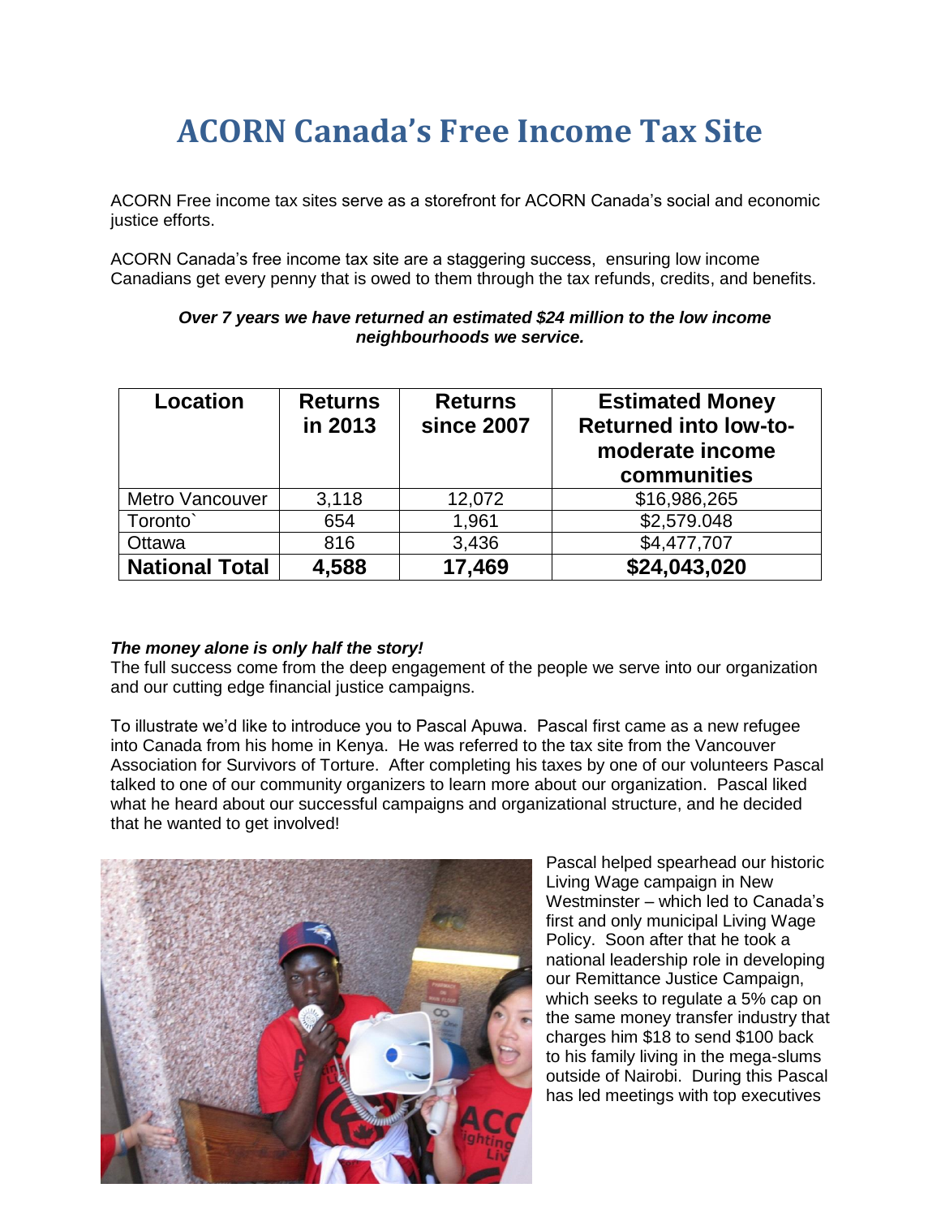# ACORN Canada's Free Income Tax Site

ACORN Free income tax sites serve as a storefront for ACORN Canada's social and economic justice efforts.

ACORN Canada's free income tax site are a staggering success, ensuring low income Canadians get every penny that is owed to them through the tax refunds, credits, and benefits.

***Over 7 years we have returned an estimated $24 million to the low income neighbourhoods we service.***

| Location | Returns in 2013 | Returns since 2007 | Estimated Money Returned into low-to-moderate income communities |
|---|---|---|---|
| Metro Vancouver | 3,118 | 12,072 | $16,986,265 |
| Toronto` | 654 | 1,961 | $2,579.048 |
| Ottawa | 816 | 3,436 | $4,477,707 |
| **National Total** | **4,588** | **17,469** | **$24,043,020** |

***The money alone is only half the story!***

The full success come from the deep engagement of the people we serve into our organization and our cutting edge financial justice campaigns.

To illustrate we'd like to introduce you to Pascal Apuwa. Pascal first came as a new refugee into Canada from his home in Kenya. He was referred to the tax site from the Vancouver Association for Survivors of Torture. After completing his taxes by one of our volunteers Pascal talked to one of our community organizers to learn more about our organization. Pascal liked what he heard about our successful campaigns and organizational structure, and he decided that he wanted to get involved!

Pascal helped spearhead our historic Living Wage campaign in New Westminster – which led to Canada's first and only municipal Living Wage Policy. Soon after that he took a national leadership role in developing our Remittance Justice Campaign, which seeks to regulate a 5% cap on the same money transfer industry that charges him $18 to send $100 back to his family living in the mega-slums outside of Nairobi. During this Pascal has led meetings with top executives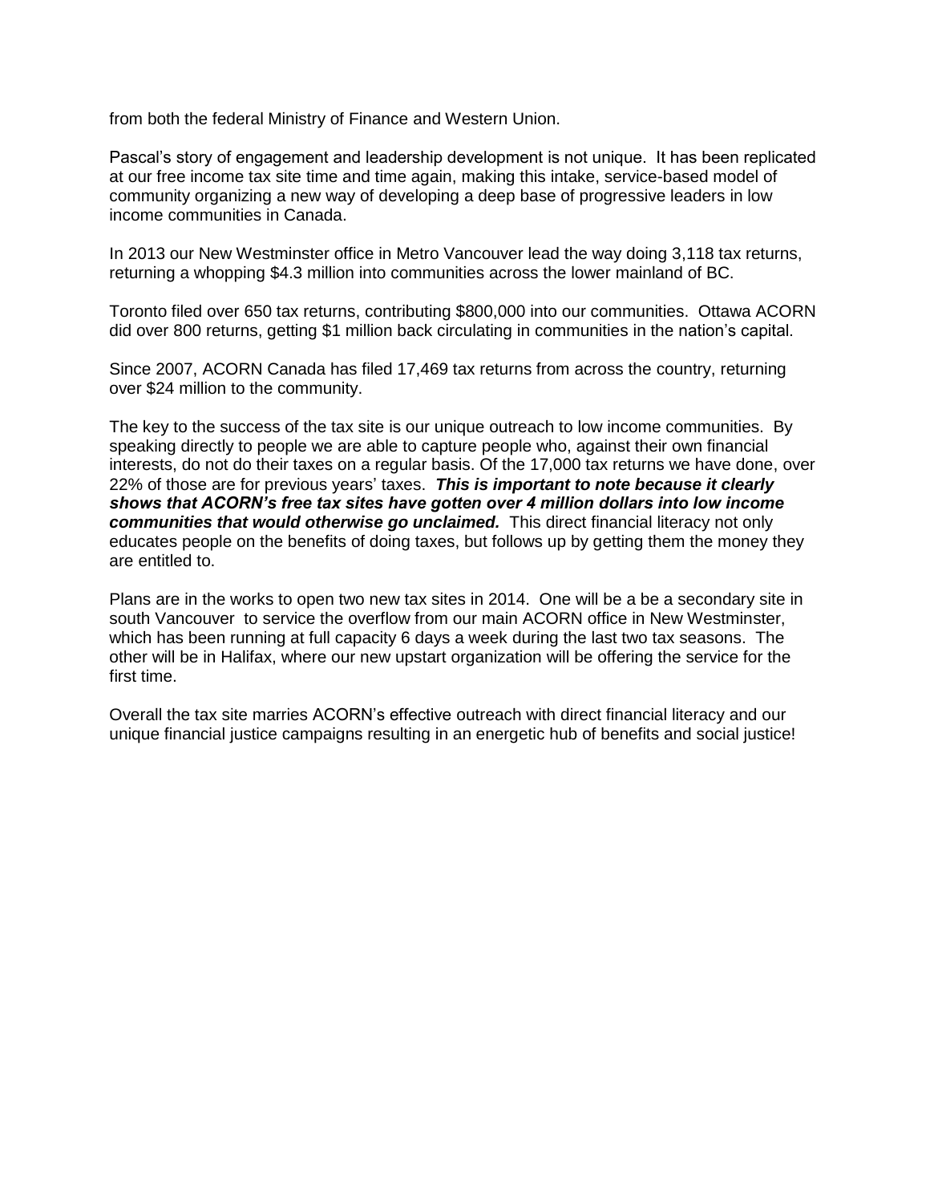from both the federal Ministry of Finance and Western Union.

Pascal's story of engagement and leadership development is not unique. It has been replicated at our free income tax site time and time again, making this intake, service-based model of community organizing a new way of developing a deep base of progressive leaders in low income communities in Canada.

In 2013 our New Westminster office in Metro Vancouver lead the way doing 3,118 tax returns, returning a whopping $4.3 million into communities across the lower mainland of BC.

Toronto filed over 650 tax returns, contributing $800,000 into our communities. Ottawa ACORN did over 800 returns, getting $1 million back circulating in communities in the nation's capital.

Since 2007, ACORN Canada has filed 17,469 tax returns from across the country, returning over $24 million to the community.

The key to the success of the tax site is our unique outreach to low income communities. By speaking directly to people we are able to capture people who, against their own financial interests, do not do their taxes on a regular basis. Of the 17,000 tax returns we have done, over 22% of those are for previous years' taxes. ***This is important to note because it clearly shows that ACORN's free tax sites have gotten over 4 million dollars into low income communities that would otherwise go unclaimed.*** This direct financial literacy not only educates people on the benefits of doing taxes, but follows up by getting them the money they are entitled to.

Plans are in the works to open two new tax sites in 2014. One will be a be a secondary site in south Vancouver to service the overflow from our main ACORN office in New Westminster, which has been running at full capacity 6 days a week during the last two tax seasons. The other will be in Halifax, where our new upstart organization will be offering the service for the first time.

Overall the tax site marries ACORN's effective outreach with direct financial literacy and our unique financial justice campaigns resulting in an energetic hub of benefits and social justice!